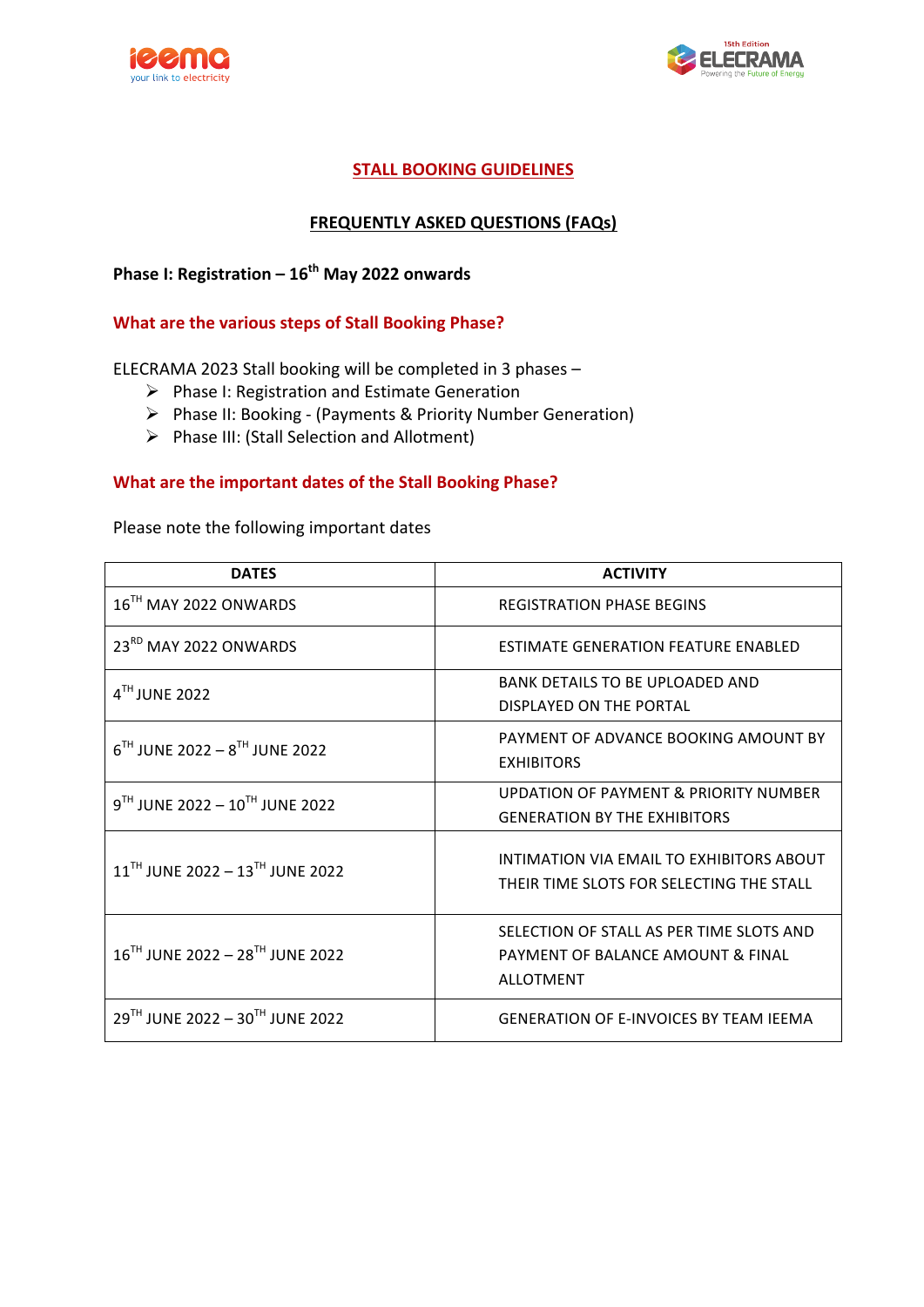## STALL BOOKING GUIDELINES

## FREQUENTLY ASKED QUESTIONS (FAQs)

**Phase I: Registration – 16th May 2022 onwards**

### What are the various steps of Stall Booking Phase?

ELECRAMA 2023 Stall booking will be completed in 3 phases –

- Phase I: Registration and Estimate Generation
- Phase II: Booking - (Payments & Priority Number Generation)
- Phase III: (Stall Selection and Allotment)

### What are the important dates of the Stall Booking Phase?

Please note the following important dates

| DATES | ACTIVITY |
|---|---|
| 16TH MAY 2022 ONWARDS | REGISTRATION PHASE BEGINS |
| 23RD MAY 2022 ONWARDS | ESTIMATE GENERATION FEATURE ENABLED |
| 4TH JUNE 2022 | BANK DETAILS TO BE UPLOADED AND DISPLAYED ON THE PORTAL |
| 6TH JUNE 2022 – 8TH JUNE 2022 | PAYMENT OF ADVANCE BOOKING AMOUNT BY EXHIBITORS |
| 9TH JUNE 2022 – 10TH JUNE 2022 | UPDATION OF PAYMENT & PRIORITY NUMBER GENERATION BY THE EXHIBITORS |
| 11TH JUNE 2022 – 13TH JUNE 2022 | INTIMATION VIA EMAIL TO EXHIBITORS ABOUT THEIR TIME SLOTS FOR SELECTING THE STALL |
| 16TH JUNE 2022 – 28TH JUNE 2022 | SELECTION OF STALL AS PER TIME SLOTS AND PAYMENT OF BALANCE AMOUNT & FINAL ALLOTMENT |
| 29TH JUNE 2022 – 30TH JUNE 2022 | GENERATION OF E-INVOICES BY TEAM IEEMA |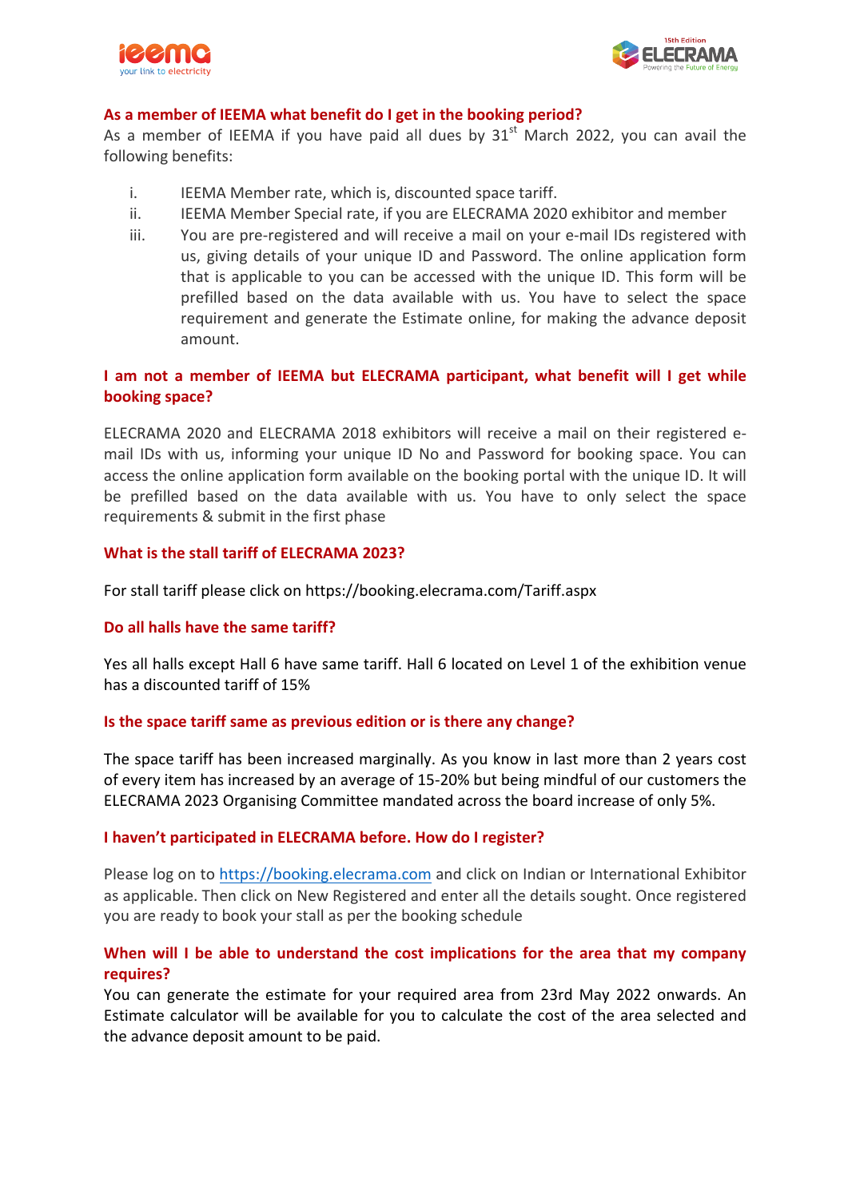### As a member of IEEMA what benefit do I get in the booking period?

As a member of IEEMA if you have paid all dues by 31st March 2022, you can avail the following benefits:

i. IEEMA Member rate, which is, discounted space tariff.
ii. IEEMA Member Special rate, if you are ELECRAMA 2020 exhibitor and member
iii. You are pre-registered and will receive a mail on your e-mail IDs registered with us, giving details of your unique ID and Password. The online application form that is applicable to you can be accessed with the unique ID. This form will be prefilled based on the data available with us. You have to select the space requirement and generate the Estimate online, for making the advance deposit amount.

### I am not a member of IEEMA but ELECRAMA participant, what benefit will I get while booking space?

ELECRAMA 2020 and ELECRAMA 2018 exhibitors will receive a mail on their registered e-mail IDs with us, informing your unique ID No and Password for booking space. You can access the online application form available on the booking portal with the unique ID. It will be prefilled based on the data available with us. You have to only select the space requirements & submit in the first phase

### What is the stall tariff of ELECRAMA 2023?

For stall tariff please click on https://booking.elecrama.com/Tariff.aspx

### Do all halls have the same tariff?

Yes all halls except Hall 6 have same tariff. Hall 6 located on Level 1 of the exhibition venue has a discounted tariff of 15%

### Is the space tariff same as previous edition or is there any change?

The space tariff has been increased marginally. As you know in last more than 2 years cost of every item has increased by an average of 15-20% but being mindful of our customers the ELECRAMA 2023 Organising Committee mandated across the board increase of only 5%.

### I haven't participated in ELECRAMA before. How do I register?

Please log on to https://booking.elecrama.com and click on Indian or International Exhibitor as applicable. Then click on New Registered and enter all the details sought. Once registered you are ready to book your stall as per the booking schedule

### When will I be able to understand the cost implications for the area that my company requires?

You can generate the estimate for your required area from 23rd May 2022 onwards. An Estimate calculator will be available for you to calculate the cost of the area selected and the advance deposit amount to be paid.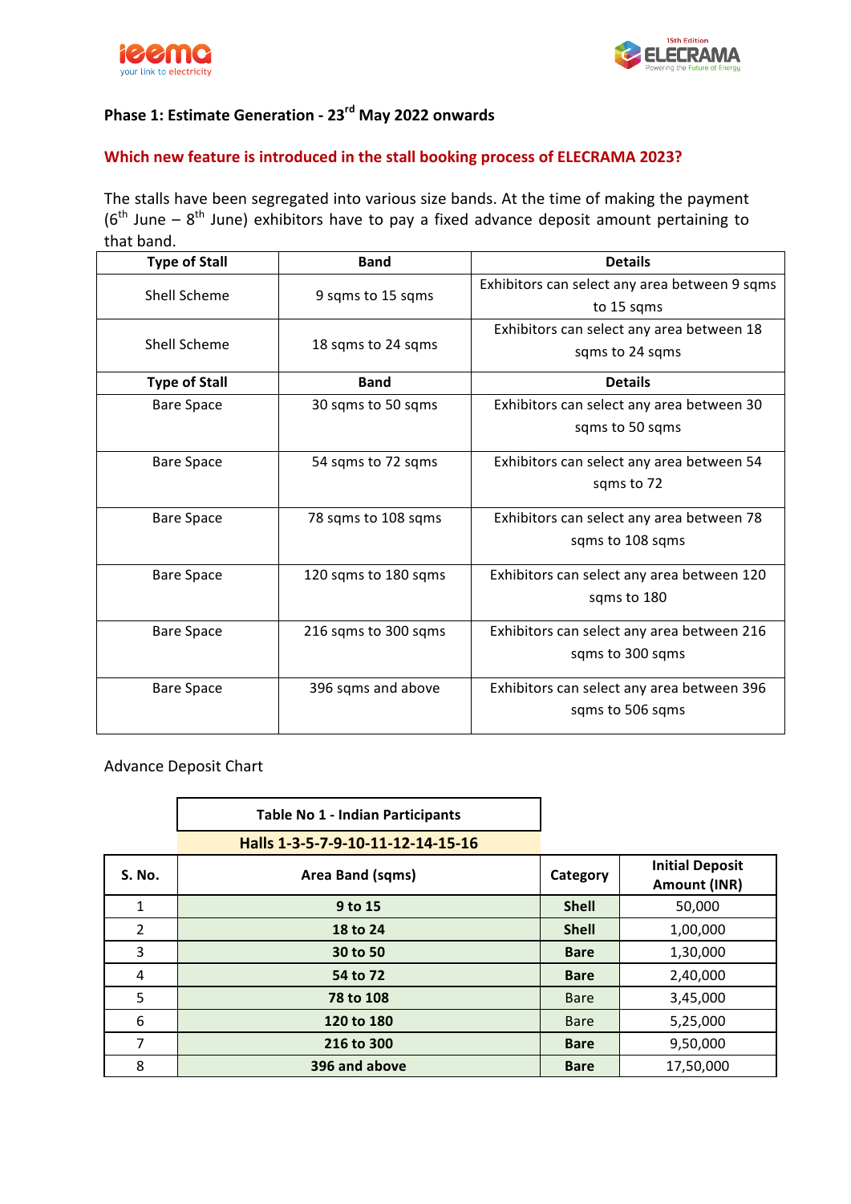## Phase 1: Estimate Generation - 23rd May 2022 onwards

### Which new feature is introduced in the stall booking process of ELECRAMA 2023?

The stalls have been segregated into various size bands. At the time of making the payment (6th June – 8th June) exhibitors have to pay a fixed advance deposit amount pertaining to that band.

| Type of Stall | Band | Details |
|---|---|---|
| Shell Scheme | 9 sqms to 15 sqms | Exhibitors can select any area between 9 sqms to 15 sqms |
| Shell Scheme | 18 sqms to 24 sqms | Exhibitors can select any area between 18 sqms to 24 sqms |
| **Type of Stall** | **Band** | **Details** |
| Bare Space | 30 sqms to 50 sqms | Exhibitors can select any area between 30 sqms to 50 sqms |
| Bare Space | 54 sqms to 72 sqms | Exhibitors can select any area between 54 sqms to 72 |
| Bare Space | 78 sqms to 108 sqms | Exhibitors can select any area between 78 sqms to 108 sqms |
| Bare Space | 120 sqms to 180 sqms | Exhibitors can select any area between 120 sqms to 180 |
| Bare Space | 216 sqms to 300 sqms | Exhibitors can select any area between 216 sqms to 300 sqms |
| Bare Space | 396 sqms and above | Exhibitors can select any area between 396 sqms to 506 sqms |

Advance Deposit Chart

**Table No 1 - Indian Participants**

**Halls 1-3-5-7-9-10-11-12-14-15-16**

| S. No. | Area Band (sqms) | Category | Initial Deposit Amount (INR) |
|---|---|---|---|
| 1 | **9 to 15** | **Shell** | 50,000 |
| 2 | **18 to 24** | **Shell** | 1,00,000 |
| 3 | **30 to 50** | **Bare** | 1,30,000 |
| 4 | **54 to 72** | **Bare** | 2,40,000 |
| 5 | **78 to 108** | Bare | 3,45,000 |
| 6 | **120 to 180** | Bare | 5,25,000 |
| 7 | **216 to 300** | **Bare** | 9,50,000 |
| 8 | **396 and above** | **Bare** | 17,50,000 |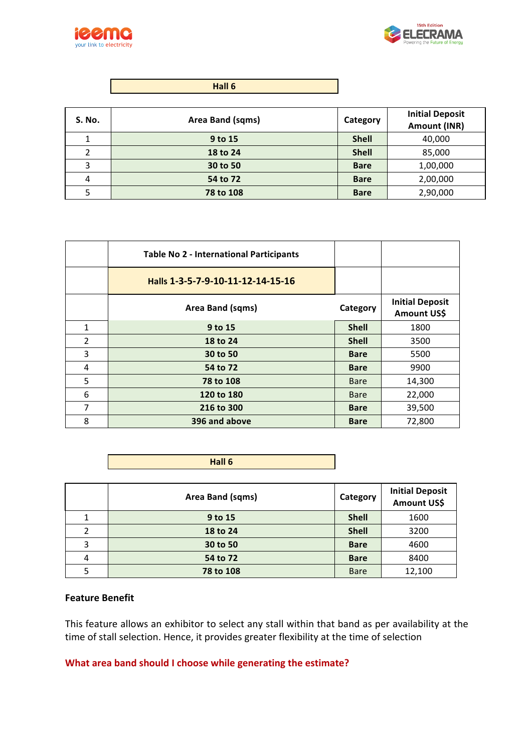**Hall 6**

| S. No. | Area Band (sqms) | Category | Initial Deposit Amount (INR) |
|---|---|---|---|
| 1 | **9 to 15** | **Shell** | 40,000 |
| 2 | **18 to 24** | **Shell** | 85,000 |
| 3 | **30 to 50** | **Bare** | 1,00,000 |
| 4 | **54 to 72** | **Bare** | 2,00,000 |
| 5 | **78 to 108** | **Bare** | 2,90,000 |

| | **Table No 2 - International Participants** | | |
|---|---|---|---|
| | **Halls 1-3-5-7-9-10-11-12-14-15-16** | | |
| | **Area Band (sqms)** | **Category** | **Initial Deposit Amount US$** |
| 1 | **9 to 15** | **Shell** | 1800 |
| 2 | **18 to 24** | **Shell** | 3500 |
| 3 | **30 to 50** | **Bare** | 5500 |
| 4 | **54 to 72** | **Bare** | 9900 |
| 5 | **78 to 108** | Bare | 14,300 |
| 6 | **120 to 180** | Bare | 22,000 |
| 7 | **216 to 300** | **Bare** | 39,500 |
| 8 | **396 and above** | **Bare** | 72,800 |

**Hall 6**

| | Area Band (sqms) | Category | Initial Deposit Amount US$ |
|---|---|---|---|
| 1 | **9 to 15** | **Shell** | 1600 |
| 2 | **18 to 24** | **Shell** | 3200 |
| 3 | **30 to 50** | **Bare** | 4600 |
| 4 | **54 to 72** | **Bare** | 8400 |
| 5 | **78 to 108** | Bare | 12,100 |

**Feature Benefit**

This feature allows an exhibitor to select any stall within that band as per availability at the time of stall selection. Hence, it provides greater flexibility at the time of selection

**What area band should I choose while generating the estimate?**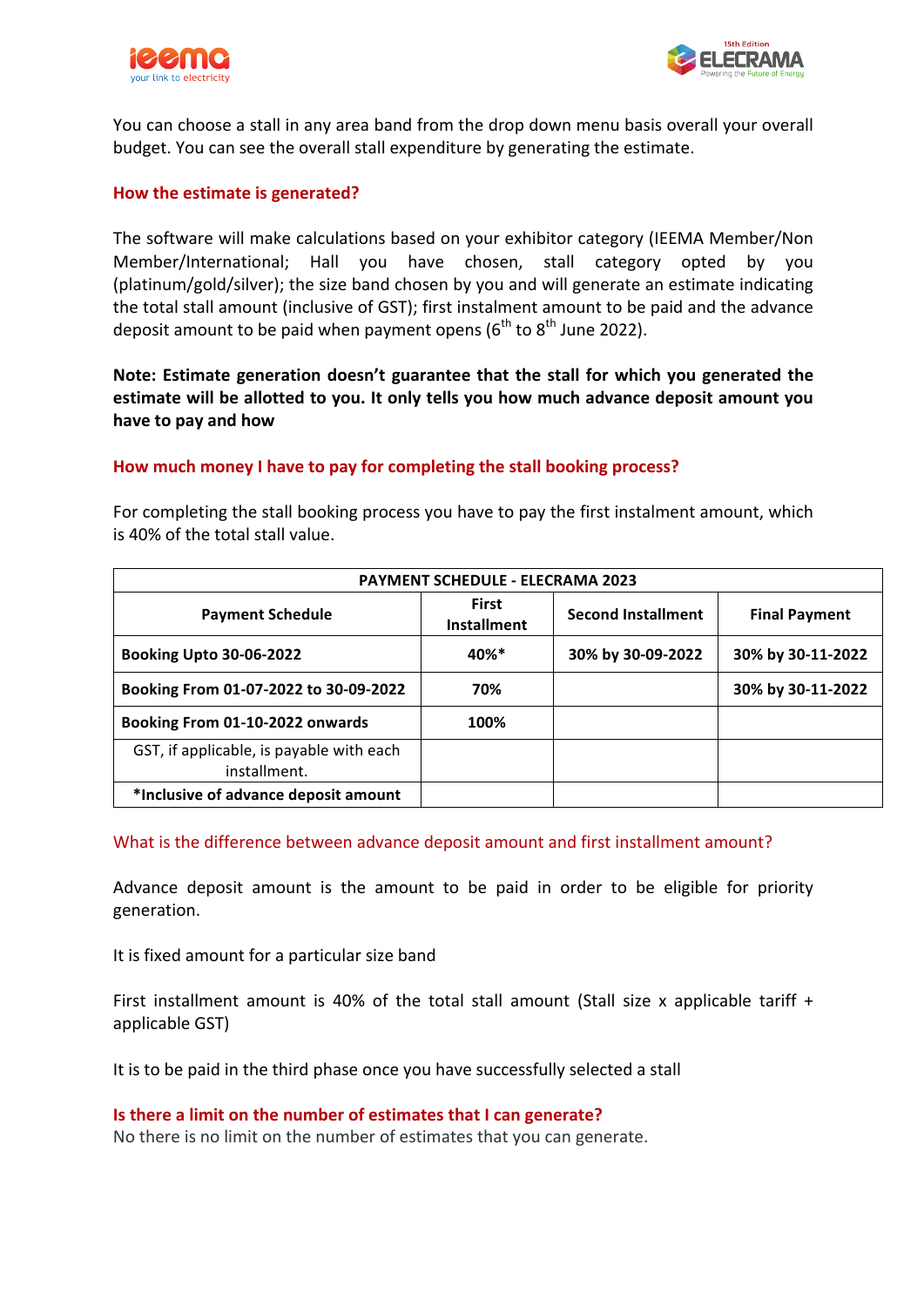You can choose a stall in any area band from the drop down menu basis overall your overall budget. You can see the overall stall expenditure by generating the estimate.

### How the estimate is generated?

The software will make calculations based on your exhibitor category (IEEMA Member/Non Member/International; Hall you have chosen, stall category opted by you (platinum/gold/silver); the size band chosen by you and will generate an estimate indicating the total stall amount (inclusive of GST); first instalment amount to be paid and the advance deposit amount to be paid when payment opens (6th to 8th June 2022).

**Note: Estimate generation doesn't guarantee that the stall for which you generated the estimate will be allotted to you. It only tells you how much advance deposit amount you have to pay and how**

### How much money I have to pay for completing the stall booking process?

For completing the stall booking process you have to pay the first instalment amount, which is 40% of the total stall value.

| PAYMENT SCHEDULE - ELECRAMA 2023 | | | |
|---|---|---|---|
| **Payment Schedule** | **First Installment** | **Second Installment** | **Final Payment** |
| **Booking Upto 30-06-2022** | **40%*** | **30% by 30-09-2022** | **30% by 30-11-2022** |
| **Booking From 01-07-2022 to 30-09-2022** | **70%** | | **30% by 30-11-2022** |
| **Booking From 01-10-2022 onwards** | **100%** | | |
| GST, if applicable, is payable with each installment. | | | |
| ***Inclusive of advance deposit amount** | | | |

### What is the difference between advance deposit amount and first installment amount?

Advance deposit amount is the amount to be paid in order to be eligible for priority generation.

It is fixed amount for a particular size band

First installment amount is 40% of the total stall amount (Stall size x applicable tariff + applicable GST)

It is to be paid in the third phase once you have successfully selected a stall

### Is there a limit on the number of estimates that I can generate?

No there is no limit on the number of estimates that you can generate.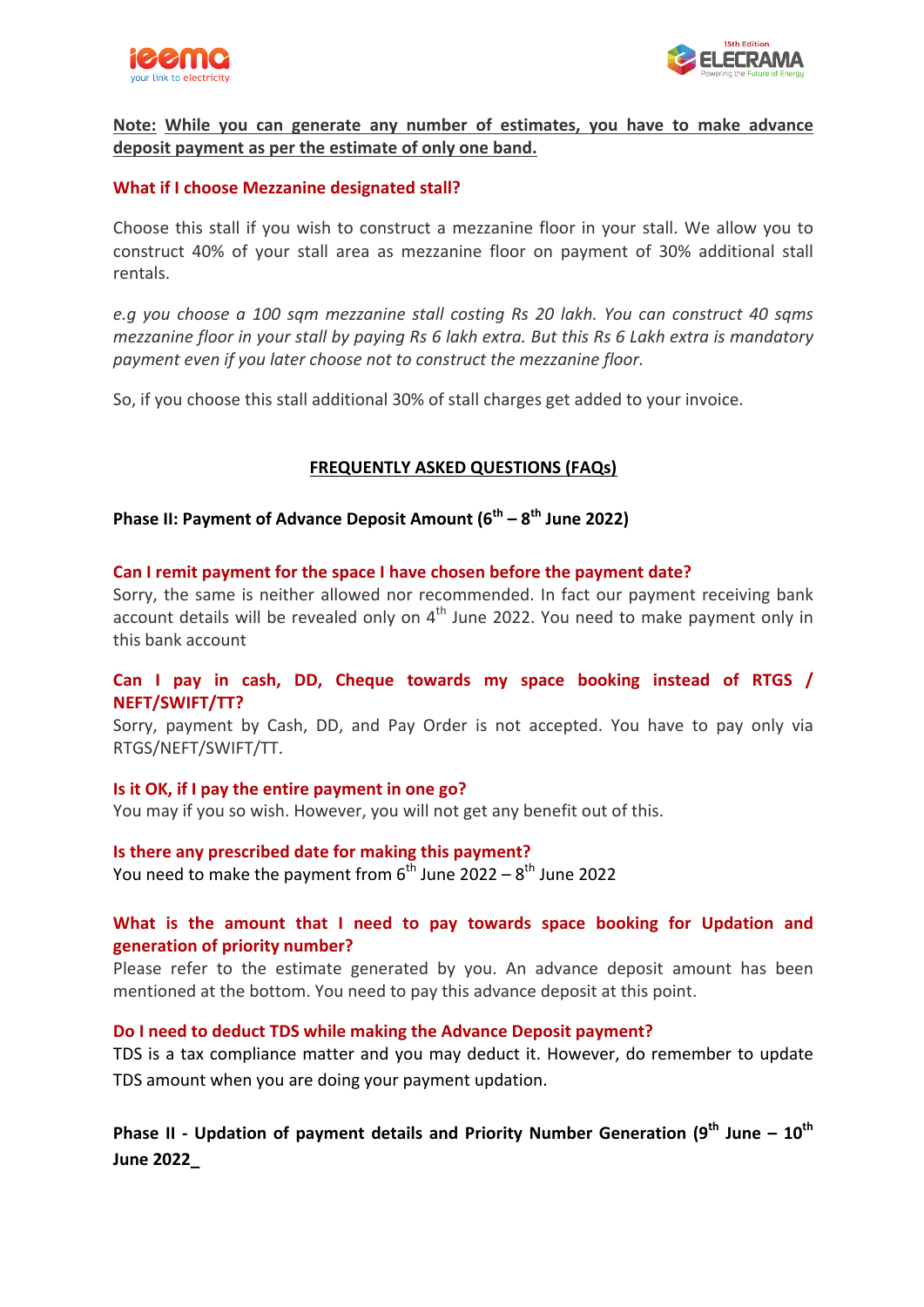**Note: While you can generate any number of estimates, you have to make advance deposit payment as per the estimate of only one band.**

### What if I choose Mezzanine designated stall?

Choose this stall if you wish to construct a mezzanine floor in your stall. We allow you to construct 40% of your stall area as mezzanine floor on payment of 30% additional stall rentals.

*e.g you choose a 100 sqm mezzanine stall costing Rs 20 lakh. You can construct 40 sqms mezzanine floor in your stall by paying Rs 6 lakh extra. But this Rs 6 Lakh extra is mandatory payment even if you later choose not to construct the mezzanine floor.*

So, if you choose this stall additional 30% of stall charges get added to your invoice.

## FREQUENTLY ASKED QUESTIONS (FAQs)

### Phase II: Payment of Advance Deposit Amount (6th – 8th June 2022)

**Can I remit payment for the space I have chosen before the payment date?**

Sorry, the same is neither allowed nor recommended. In fact our payment receiving bank account details will be revealed only on 4th June 2022. You need to make payment only in this bank account

**Can I pay in cash, DD, Cheque towards my space booking instead of RTGS / NEFT/SWIFT/TT?**

Sorry, payment by Cash, DD, and Pay Order is not accepted. You have to pay only via RTGS/NEFT/SWIFT/TT.

**Is it OK, if I pay the entire payment in one go?**

You may if you so wish. However, you will not get any benefit out of this.

**Is there any prescribed date for making this payment?**

You need to make the payment from 6th June 2022 – 8th June 2022

**What is the amount that I need to pay towards space booking for Updation and generation of priority number?**

Please refer to the estimate generated by you. An advance deposit amount has been mentioned at the bottom. You need to pay this advance deposit at this point.

**Do I need to deduct TDS while making the Advance Deposit payment?**

TDS is a tax compliance matter and you may deduct it. However, do remember to update TDS amount when you are doing your payment updation.

### Phase II - Updation of payment details and Priority Number Generation (9th June – 10th June 2022_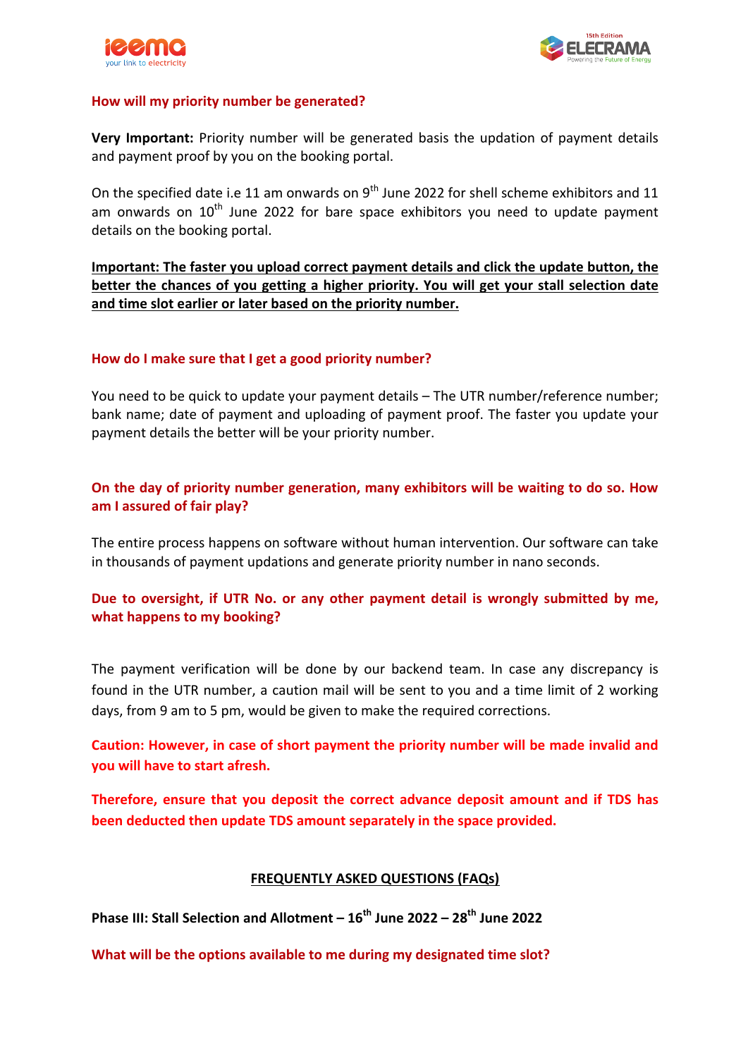### How will my priority number be generated?

**Very Important:** Priority number will be generated basis the updation of payment details and payment proof by you on the booking portal.

On the specified date i.e 11 am onwards on 9th June 2022 for shell scheme exhibitors and 11 am onwards on 10th June 2022 for bare space exhibitors you need to update payment details on the booking portal.

**Important: The faster you upload correct payment details and click the update button, the better the chances of you getting a higher priority. You will get your stall selection date and time slot earlier or later based on the priority number.**

### How do I make sure that I get a good priority number?

You need to be quick to update your payment details – The UTR number/reference number; bank name; date of payment and uploading of payment proof. The faster you update your payment details the better will be your priority number.

### On the day of priority number generation, many exhibitors will be waiting to do so. How am I assured of fair play?

The entire process happens on software without human intervention. Our software can take in thousands of payment updations and generate priority number in nano seconds.

### Due to oversight, if UTR No. or any other payment detail is wrongly submitted by me, what happens to my booking?

The payment verification will be done by our backend team. In case any discrepancy is found in the UTR number, a caution mail will be sent to you and a time limit of 2 working days, from 9 am to 5 pm, would be given to make the required corrections.

**Caution: However, in case of short payment the priority number will be made invalid and you will have to start afresh.**

**Therefore, ensure that you deposit the correct advance deposit amount and if TDS has been deducted then update TDS amount separately in the space provided.**

## FREQUENTLY ASKED QUESTIONS (FAQs)

**Phase III: Stall Selection and Allotment – 16th June 2022 – 28th June 2022**

### What will be the options available to me during my designated time slot?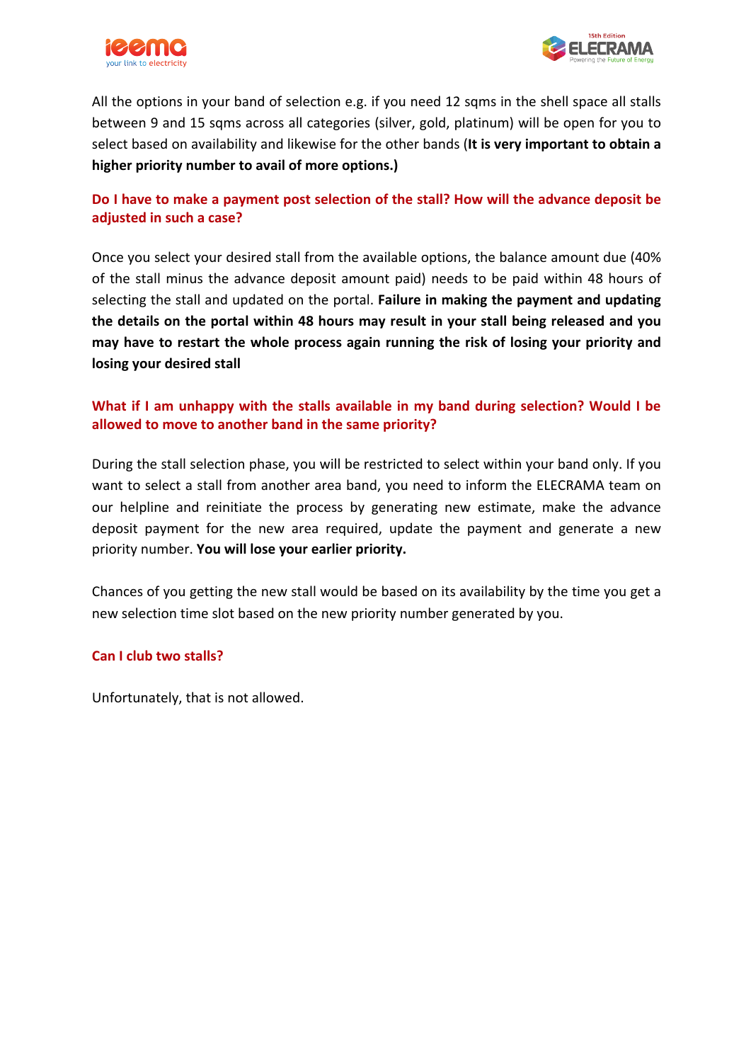All the options in your band of selection e.g. if you need 12 sqms in the shell space all stalls between 9 and 15 sqms across all categories (silver, gold, platinum) will be open for you to select based on availability and likewise for the other bands (**It is very important to obtain a higher priority number to avail of more options.)**

**Do I have to make a payment post selection of the stall? How will the advance deposit be adjusted in such a case?**

Once you select your desired stall from the available options, the balance amount due (40% of the stall minus the advance deposit amount paid) needs to be paid within 48 hours of selecting the stall and updated on the portal. **Failure in making the payment and updating the details on the portal within 48 hours may result in your stall being released and you may have to restart the whole process again running the risk of losing your priority and losing your desired stall**

**What if I am unhappy with the stalls available in my band during selection? Would I be allowed to move to another band in the same priority?**

During the stall selection phase, you will be restricted to select within your band only. If you want to select a stall from another area band, you need to inform the ELECRAMA team on our helpline and reinitiate the process by generating new estimate, make the advance deposit payment for the new area required, update the payment and generate a new priority number. **You will lose your earlier priority.**

Chances of you getting the new stall would be based on its availability by the time you get a new selection time slot based on the new priority number generated by you.

**Can I club two stalls?**

Unfortunately, that is not allowed.